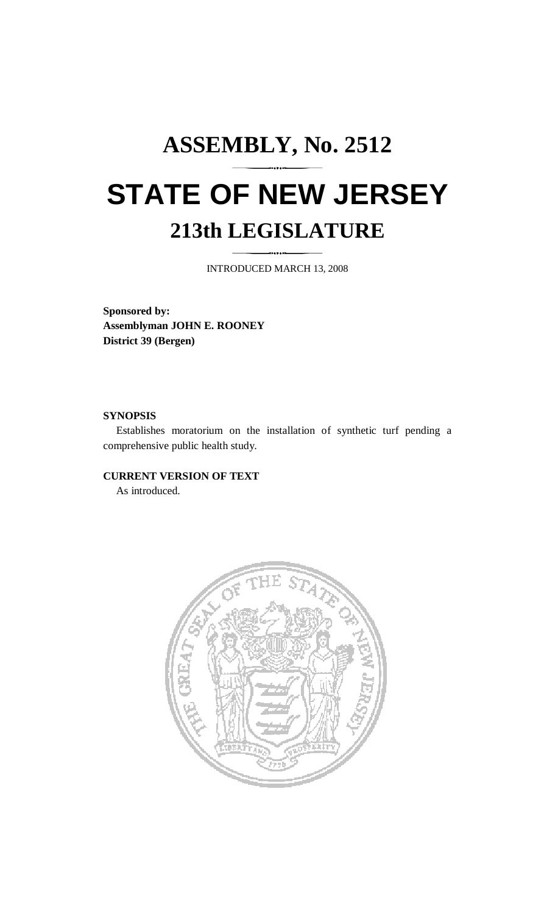# ASSEMBLY, No. 2512

# STATE OF NEW JERSEY

## 213th LEGISLATURE

INTRODUCED MARCH 13, 2008

**Sponsored by:**
**Assemblyman JOHN E. ROONEY**
**District 39 (Bergen)**

**SYNOPSIS**

Establishes moratorium on the installation of synthetic turf pending a comprehensive public health study.

**CURRENT VERSION OF TEXT**

As introduced.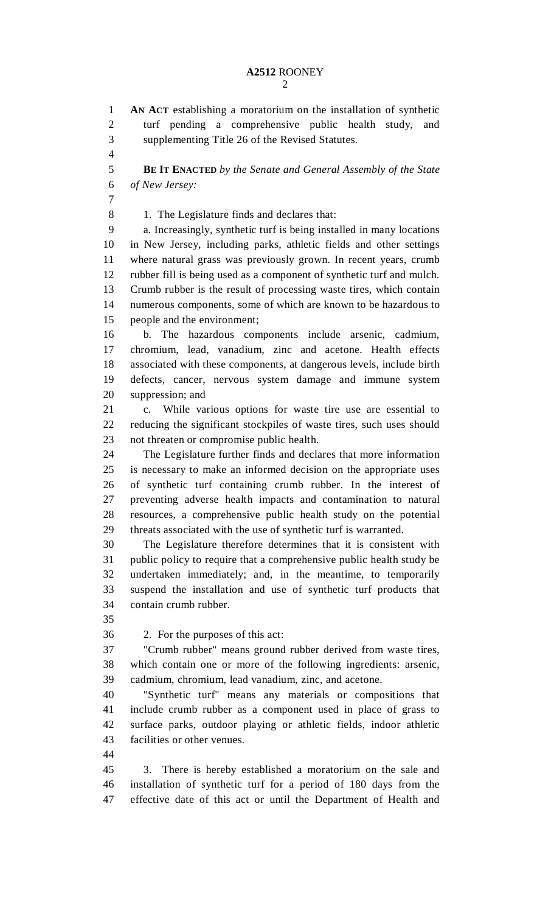**AN ACT** establishing a moratorium on the installation of synthetic turf pending a comprehensive public health study, and supplementing Title 26 of the Revised Statutes.

**BE IT ENACTED** *by the Senate and General Assembly of the State of New Jersey:*

1. The Legislature finds and declares that:

a. Increasingly, synthetic turf is being installed in many locations in New Jersey, including parks, athletic fields and other settings where natural grass was previously grown. In recent years, crumb rubber fill is being used as a component of synthetic turf and mulch. Crumb rubber is the result of processing waste tires, which contain numerous components, some of which are known to be hazardous to people and the environment;

b. The hazardous components include arsenic, cadmium, chromium, lead, vanadium, zinc and acetone. Health effects associated with these components, at dangerous levels, include birth defects, cancer, nervous system damage and immune system suppression; and

c. While various options for waste tire use are essential to reducing the significant stockpiles of waste tires, such uses should not threaten or compromise public health.

The Legislature further finds and declares that more information is necessary to make an informed decision on the appropriate uses of synthetic turf containing crumb rubber. In the interest of preventing adverse health impacts and contamination to natural resources, a comprehensive public health study on the potential threats associated with the use of synthetic turf is warranted.

The Legislature therefore determines that it is consistent with public policy to require that a comprehensive public health study be undertaken immediately; and, in the meantime, to temporarily suspend the installation and use of synthetic turf products that contain crumb rubber.

2. For the purposes of this act:

"Crumb rubber" means ground rubber derived from waste tires, which contain one or more of the following ingredients: arsenic, cadmium, chromium, lead vanadium, zinc, and acetone.

"Synthetic turf" means any materials or compositions that include crumb rubber as a component used in place of grass to surface parks, outdoor playing or athletic fields, indoor athletic facilities or other venues.

3. There is hereby established a moratorium on the sale and installation of synthetic turf for a period of 180 days from the effective date of this act or until the Department of Health and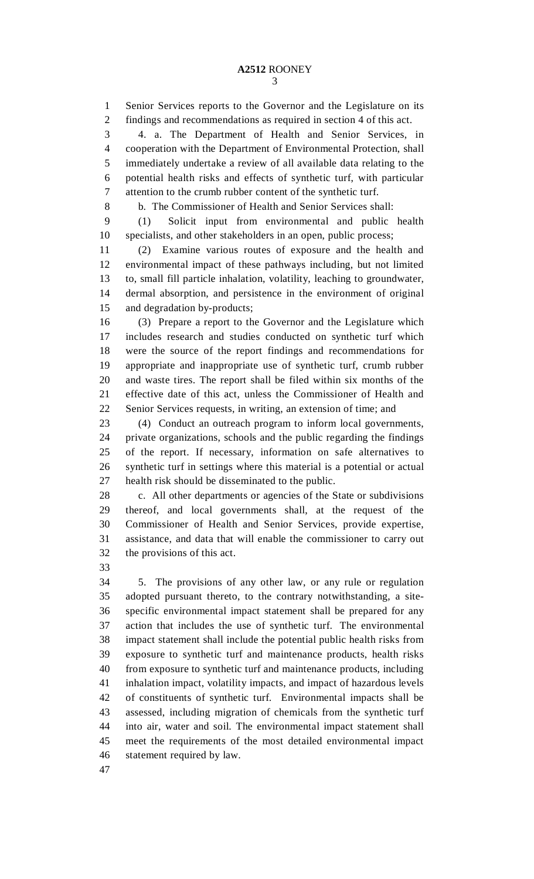Senior Services reports to the Governor and the Legislature on its findings and recommendations as required in section 4 of this act.

4. a. The Department of Health and Senior Services, in cooperation with the Department of Environmental Protection, shall immediately undertake a review of all available data relating to the potential health risks and effects of synthetic turf, with particular attention to the crumb rubber content of the synthetic turf.

b. The Commissioner of Health and Senior Services shall:

(1) Solicit input from environmental and public health specialists, and other stakeholders in an open, public process;

(2) Examine various routes of exposure and the health and environmental impact of these pathways including, but not limited to, small fill particle inhalation, volatility, leaching to groundwater, dermal absorption, and persistence in the environment of original and degradation by-products;

(3) Prepare a report to the Governor and the Legislature which includes research and studies conducted on synthetic turf which were the source of the report findings and recommendations for appropriate and inappropriate use of synthetic turf, crumb rubber and waste tires. The report shall be filed within six months of the effective date of this act, unless the Commissioner of Health and Senior Services requests, in writing, an extension of time; and

(4) Conduct an outreach program to inform local governments, private organizations, schools and the public regarding the findings of the report. If necessary, information on safe alternatives to synthetic turf in settings where this material is a potential or actual health risk should be disseminated to the public.

c. All other departments or agencies of the State or subdivisions thereof, and local governments shall, at the request of the Commissioner of Health and Senior Services, provide expertise, assistance, and data that will enable the commissioner to carry out the provisions of this act.

5. The provisions of any other law, or any rule or regulation adopted pursuant thereto, to the contrary notwithstanding, a site-specific environmental impact statement shall be prepared for any action that includes the use of synthetic turf. The environmental impact statement shall include the potential public health risks from exposure to synthetic turf and maintenance products, health risks from exposure to synthetic turf and maintenance products, including inhalation impact, volatility impacts, and impact of hazardous levels of constituents of synthetic turf. Environmental impacts shall be assessed, including migration of chemicals from the synthetic turf into air, water and soil. The environmental impact statement shall meet the requirements of the most detailed environmental impact statement required by law.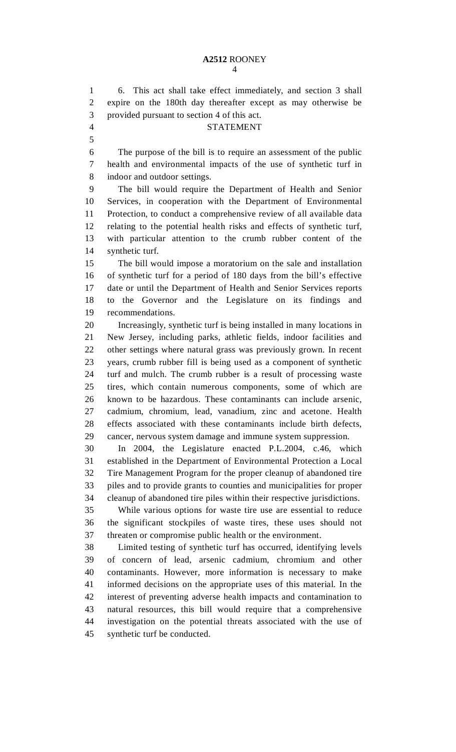6. This act shall take effect immediately, and section 3 shall expire on the 180th day thereafter except as may otherwise be provided pursuant to section 4 of this act.

## STATEMENT

The purpose of the bill is to require an assessment of the public health and environmental impacts of the use of synthetic turf in indoor and outdoor settings.

The bill would require the Department of Health and Senior Services, in cooperation with the Department of Environmental Protection, to conduct a comprehensive review of all available data relating to the potential health risks and effects of synthetic turf, with particular attention to the crumb rubber content of the synthetic turf.

The bill would impose a moratorium on the sale and installation of synthetic turf for a period of 180 days from the bill's effective date or until the Department of Health and Senior Services reports to the Governor and the Legislature on its findings and recommendations.

Increasingly, synthetic turf is being installed in many locations in New Jersey, including parks, athletic fields, indoor facilities and other settings where natural grass was previously grown. In recent years, crumb rubber fill is being used as a component of synthetic turf and mulch. The crumb rubber is a result of processing waste tires, which contain numerous components, some of which are known to be hazardous. These contaminants can include arsenic, cadmium, chromium, lead, vanadium, zinc and acetone. Health effects associated with these contaminants include birth defects, cancer, nervous system damage and immune system suppression.

In 2004, the Legislature enacted P.L.2004, c.46, which established in the Department of Environmental Protection a Local Tire Management Program for the proper cleanup of abandoned tire piles and to provide grants to counties and municipalities for proper cleanup of abandoned tire piles within their respective jurisdictions.

While various options for waste tire use are essential to reduce the significant stockpiles of waste tires, these uses should not threaten or compromise public health or the environment.

Limited testing of synthetic turf has occurred, identifying levels of concern of lead, arsenic cadmium, chromium and other contaminants. However, more information is necessary to make informed decisions on the appropriate uses of this material. In the interest of preventing adverse health impacts and contamination to natural resources, this bill would require that a comprehensive investigation on the potential threats associated with the use of synthetic turf be conducted.